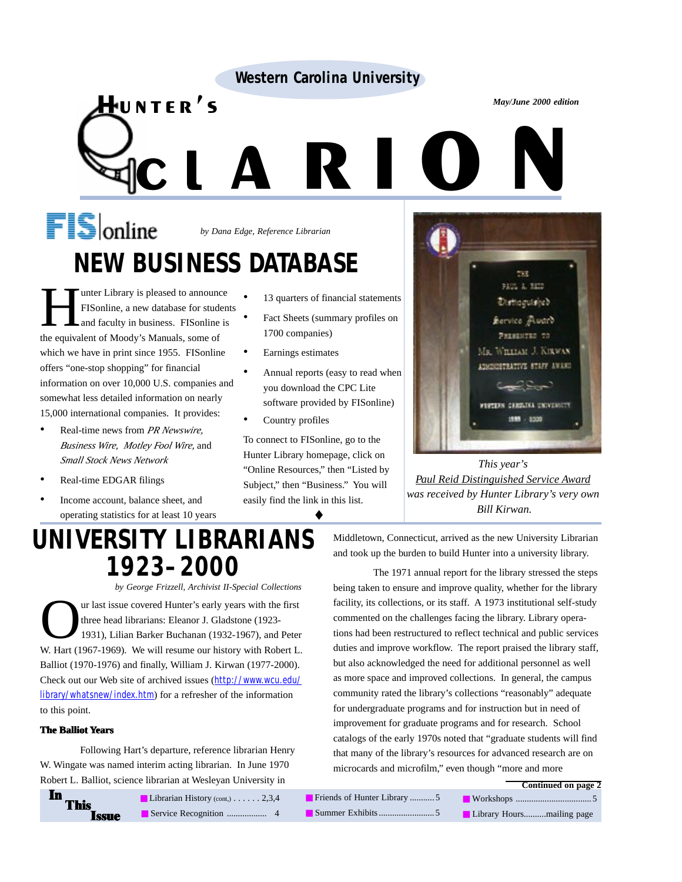Western Carolina University

# HUNTER'S CLARION

*May/June 2000 edition*

FIS online

*by Dana Edge, Reference Librarian*

## NEW BUSINESS DATABASE

Hunter Library is pleased to announce FISonline, a new database for students and faculty in business. FISonline is the equivalent of Moody's Manuals, some of which we have in print since 1955. FISonline offers "one-stop shopping" for financial information on over 10,000 U.S. companies and somewhat less detailed information on nearly 15,000 international companies. It provides:

- Real-time news from *PR Newswire, Business Wire, Motley Fool Wire,* and *Small Stock News Network*
- Real-time EDGAR filings
- Income account, balance sheet, and operating statistics for at least 10 years
- 13 quarters of financial statements
- Fact Sheets (summary profiles on 1700 companies)
- Earnings estimates
- Annual reports (easy to read when you download the CPC Lite software provided by FISonline)
- Country profiles

To connect to FISonline, go to the Hunter Library homepage, click on "Online Resources," then "Listed by Subject," then "Business." You will easily find the link in this list.

♦

*This year's Paul Reid Distinguished Service Award was received by Hunter Library's very own Bill Kirwan.*

## UNIVERSITY LIBRARIANS 1923-2000

*by George Frizzell, Archivist II-Special Collections*

Our last issue covered Hunter's early years with the first three head librarians: Eleanor J. Gladstone (1923-1931), Lilian Barker Buchanan (1932-1967), and Peter W. Hart (1967-1969). We will resume our history with Robert L. Balliot (1970-1976) and finally, William J. Kirwan (1977-2000). Check out our Web site of archived issues (http://www.wcu.edu/library/whatsnew/index.htm) for a refresher of the information to this point.

### The Balliot Years

Following Hart's departure, reference librarian Henry W. Wingate was named interim acting librarian. In June 1970 Robert L. Balliot, science librarian at Wesleyan University in Middletown, Connecticut, arrived as the new University Librarian and took up the burden to build Hunter into a university library.

The 1971 annual report for the library stressed the steps being taken to ensure and improve quality, whether for the library facility, its collections, or its staff. A 1973 institutional self-study commented on the challenges facing the library. Library operations had been restructured to reflect technical and public services duties and improve workflow. The report praised the library staff, but also acknowledged the need for additional personnel as well as more space and improved collections. In general, the campus community rated the library's collections "reasonably" adequate for undergraduate programs and for instruction but in need of improvement for graduate programs and for research. School catalogs of the early 1970s noted that "graduate students will find that many of the library's resources for advanced research are on microcards and microfilm," even though "more and more

**Continued on page 2**

**In This Issue**

- Librarian History (cont,) . . . . . . 2,3,4
- Service Recognition .................. 4
- Friends of Hunter Library ........... 5
- Summer Exhibits ......................... 5
- Workshops .................................. 5
- Library Hours..........mailing page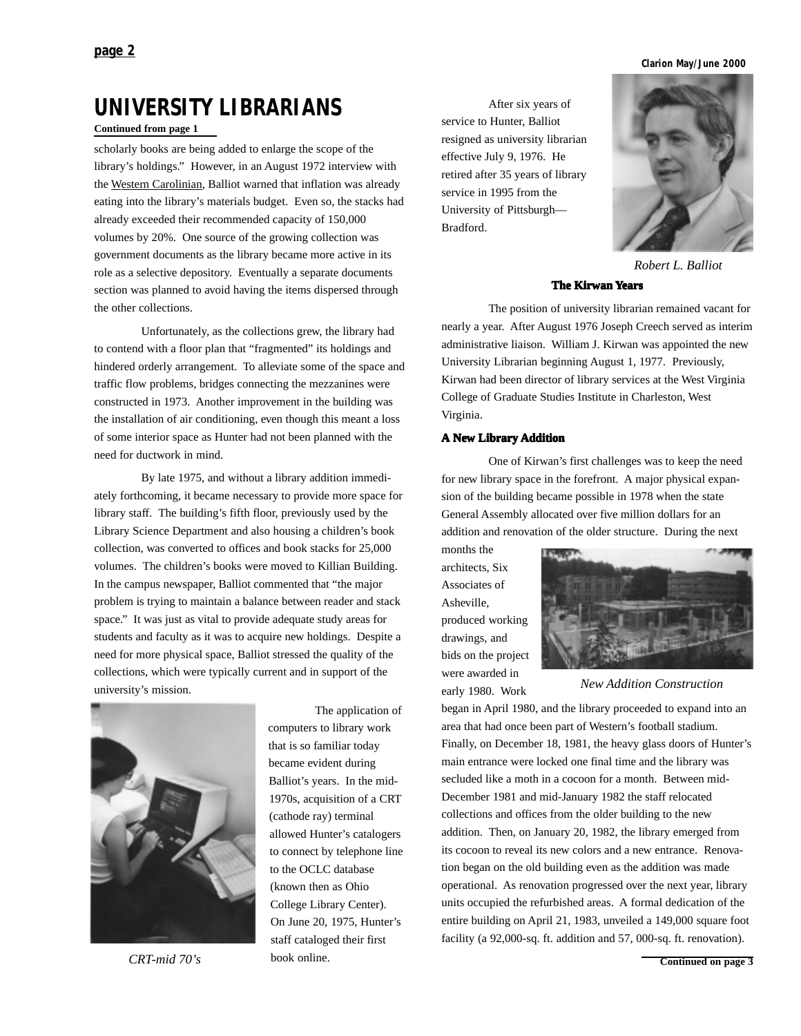# UNIVERSITY LIBRARIANS

**Continued from page 1**

scholarly books are being added to enlarge the scope of the library's holdings." However, in an August 1972 interview with the Western Carolinian, Balliot warned that inflation was already eating into the library's materials budget. Even so, the stacks had already exceeded their recommended capacity of 150,000 volumes by 20%. One source of the growing collection was government documents as the library became more active in its role as a selective depository. Eventually a separate documents section was planned to avoid having the items dispersed through the other collections.

Unfortunately, as the collections grew, the library had to contend with a floor plan that "fragmented" its holdings and hindered orderly arrangement. To alleviate some of the space and traffic flow problems, bridges connecting the mezzanines were constructed in 1973. Another improvement in the building was the installation of air conditioning, even though this meant a loss of some interior space as Hunter had not been planned with the need for ductwork in mind.

By late 1975, and without a library addition immediately forthcoming, it became necessary to provide more space for library staff. The building's fifth floor, previously used by the Library Science Department and also housing a children's book collection, was converted to offices and book stacks for 25,000 volumes. The children's books were moved to Killian Building. In the campus newspaper, Balliot commented that "the major problem is trying to maintain a balance between reader and stack space." It was just as vital to provide adequate study areas for students and faculty as it was to acquire new holdings. Despite a need for more physical space, Balliot stressed the quality of the collections, which were typically current and in support of the university's mission.

The application of computers to library work that is so familiar today became evident during Balliot's years. In the mid-1970s, acquisition of a CRT (cathode ray) terminal allowed Hunter's catalogers to connect by telephone line to the OCLC database (known then as Ohio College Library Center). On June 20, 1975, Hunter's staff cataloged their first book online.

*CRT-mid 70's*

After six years of service to Hunter, Balliot resigned as university librarian effective July 9, 1976. He retired after 35 years of library service in 1995 from the University of Pittsburgh—Bradford.

*Robert L. Balliot*

## The Kirwan Years

The position of university librarian remained vacant for nearly a year. After August 1976 Joseph Creech served as interim administrative liaison. William J. Kirwan was appointed the new University Librarian beginning August 1, 1977. Previously, Kirwan had been director of library services at the West Virginia College of Graduate Studies Institute in Charleston, West Virginia.

### A New Library Addition

One of Kirwan's first challenges was to keep the need for new library space in the forefront. A major physical expansion of the building became possible in 1978 when the state General Assembly allocated over five million dollars for an addition and renovation of the older structure. During the next months the architects, Six Associates of Asheville, produced working drawings, and bids on the project were awarded in early 1980. Work began in April 1980, and the library proceeded to expand into an area that had once been part of Western's football stadium. Finally, on December 18, 1981, the heavy glass doors of Hunter's main entrance were locked one final time and the library was secluded like a moth in a cocoon for a month. Between mid-December 1981 and mid-January 1982 the staff relocated collections and offices from the older building to the new addition. Then, on January 20, 1982, the library emerged from its cocoon to reveal its new colors and a new entrance. Renovation began on the old building even as the addition was made operational. As renovation progressed over the next year, library units occupied the refurbished areas. A formal dedication of the entire building on April 21, 1983, unveiled a 149,000 square foot facility (a 92,000-sq. ft. addition and 57, 000-sq. ft. renovation).

*New Addition Construction*

**Continued on page 3**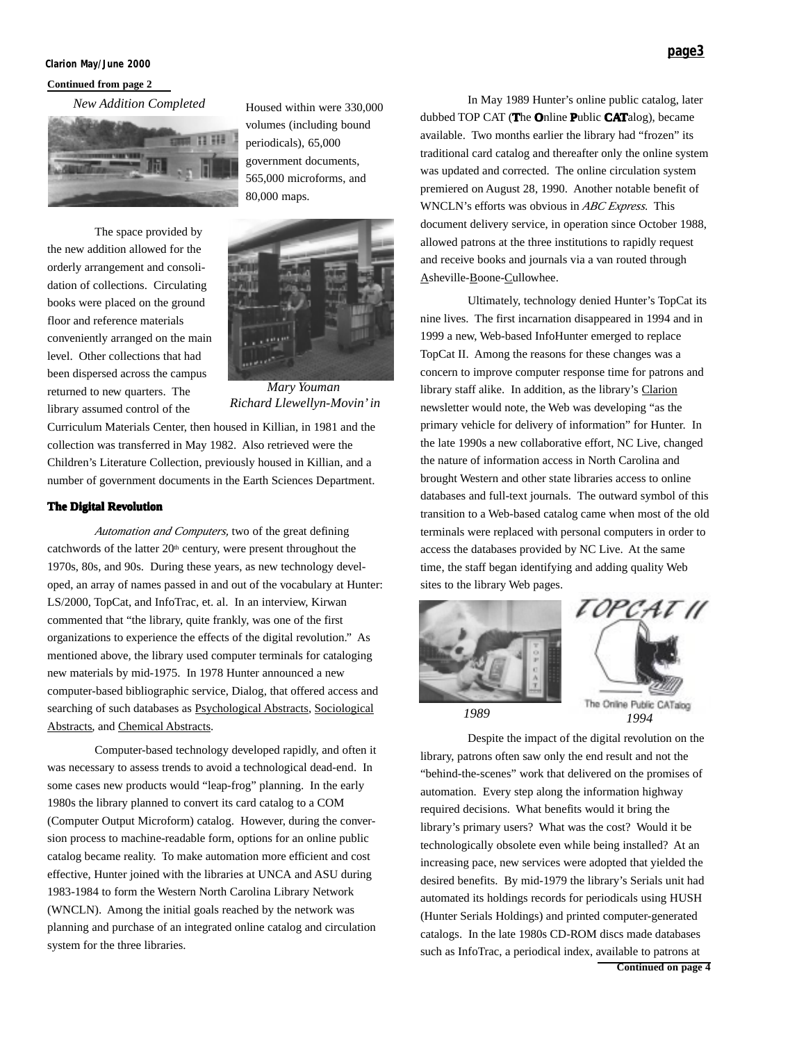Continued from page 2

*New Addition Completed*

Housed within were 330,000 volumes (including bound periodicals), 65,000 government documents, 565,000 microforms, and 80,000 maps.

The space provided by the new addition allowed for the orderly arrangement and consolidation of collections. Circulating books were placed on the ground floor and reference materials conveniently arranged on the main level. Other collections that had been dispersed across the campus returned to new quarters. The library assumed control of the Curriculum Materials Center, then housed in Killian, in 1981 and the collection was transferred in May 1982. Also retrieved were the Children's Literature Collection, previously housed in Killian, and a number of government documents in the Earth Sciences Department.

*Mary Youman*
*Richard Llewellyn-Movin' in*

### The Digital Revolution

*Automation and Computers,* two of the great defining catchwords of the latter 20th century, were present throughout the 1970s, 80s, and 90s. During these years, as new technology developed, an array of names passed in and out of the vocabulary at Hunter: LS/2000, TopCat, and InfoTrac, et. al. In an interview, Kirwan commented that "the library, quite frankly, was one of the first organizations to experience the effects of the digital revolution." As mentioned above, the library used computer terminals for cataloging new materials by mid-1975. In 1978 Hunter announced a new computer-based bibliographic service, Dialog, that offered access and searching of such databases as Psychological Abstracts, Sociological Abstracts, and Chemical Abstracts.

Computer-based technology developed rapidly, and often it was necessary to assess trends to avoid a technological dead-end. In some cases new products would "leap-frog" planning. In the early 1980s the library planned to convert its card catalog to a COM (Computer Output Microform) catalog. However, during the conversion process to machine-readable form, options for an online public catalog became reality. To make automation more efficient and cost effective, Hunter joined with the libraries at UNCA and ASU during 1983-1984 to form the Western North Carolina Library Network (WNCLN). Among the initial goals reached by the network was planning and purchase of an integrated online catalog and circulation system for the three libraries.

In May 1989 Hunter's online public catalog, later dubbed TOP CAT (**T**he **O**nline **P**ublic **CAT**alog), became available. Two months earlier the library had "frozen" its traditional card catalog and thereafter only the online system was updated and corrected. The online circulation system premiered on August 28, 1990. Another notable benefit of WNCLN's efforts was obvious in *ABC Express*. This document delivery service, in operation since October 1988, allowed patrons at the three institutions to rapidly request and receive books and journals via a van routed through Asheville-Boone-Cullowhee.

Ultimately, technology denied Hunter's TopCat its nine lives. The first incarnation disappeared in 1994 and in 1999 a new, Web-based InfoHunter emerged to replace TopCat II. Among the reasons for these changes was a concern to improve computer response time for patrons and library staff alike. In addition, as the library's Clarion newsletter would note, the Web was developing "as the primary vehicle for delivery of information" for Hunter. In the late 1990s a new collaborative effort, NC Live, changed the nature of information access in North Carolina and brought Western and other state libraries access to online databases and full-text journals. The outward symbol of this transition to a Web-based catalog came when most of the old terminals were replaced with personal computers in order to access the databases provided by NC Live. At the same time, the staff began identifying and adding quality Web sites to the library Web pages.

*1989*

TOPCAT II
The Online Public CATalog
*1994*

Despite the impact of the digital revolution on the library, patrons often saw only the end result and not the "behind-the-scenes" work that delivered on the promises of automation. Every step along the information highway required decisions. What benefits would it bring the library's primary users? What was the cost? Would it be technologically obsolete even while being installed? At an increasing pace, new services were adopted that yielded the desired benefits. By mid-1979 the library's Serials unit had automated its holdings records for periodicals using HUSH (Hunter Serials Holdings) and printed computer-generated catalogs. In the late 1980s CD-ROM discs made databases such as InfoTrac, a periodical index, available to patrons at

Continued on page 4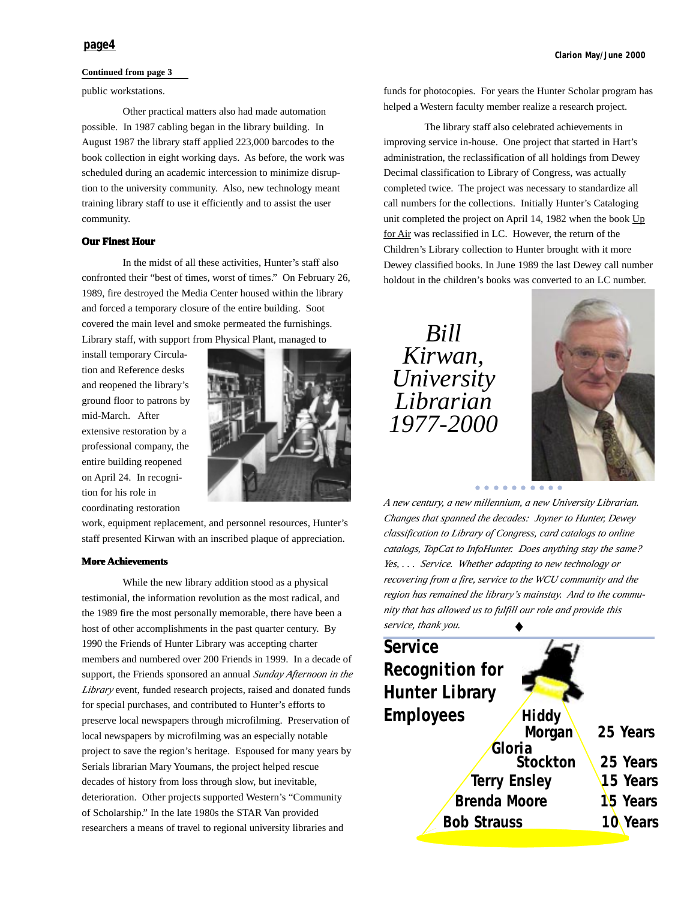**Continued from page 3**

public workstations.

Other practical matters also had made automation possible. In 1987 cabling began in the library building. In August 1987 the library staff applied 223,000 barcodes to the book collection in eight working days. As before, the work was scheduled during an academic intercession to minimize disruption to the university community. Also, new technology meant training library staff to use it efficiently and to assist the user community.

### Our Finest Hour

In the midst of all these activities, Hunter's staff also confronted their "best of times, worst of times." On February 26, 1989, fire destroyed the Media Center housed within the library and forced a temporary closure of the entire building. Soot covered the main level and smoke permeated the furnishings. Library staff, with support from Physical Plant, managed to install temporary Circulation and Reference desks and reopened the library's ground floor to patrons by mid-March. After extensive restoration by a professional company, the entire building reopened on April 24. In recognition for his role in coordinating restoration work, equipment replacement, and personnel resources, Hunter's staff presented Kirwan with an inscribed plaque of appreciation.

### More Achievements

While the new library addition stood as a physical testimonial, the information revolution as the most radical, and the 1989 fire the most personally memorable, there have been a host of other accomplishments in the past quarter century. By 1990 the Friends of Hunter Library was accepting charter members and numbered over 200 Friends in 1999. In a decade of support, the Friends sponsored an annual *Sunday Afternoon in the Library* event, funded research projects, raised and donated funds for special purchases, and contributed to Hunter's efforts to preserve local newspapers through microfilming. Preservation of local newspapers by microfilming was an especially notable project to save the region's heritage. Espoused for many years by Serials librarian Mary Youmans, the project helped rescue decades of history from loss through slow, but inevitable, deterioration. Other projects supported Western's "Community of Scholarship." In the late 1980s the STAR Van provided researchers a means of travel to regional university libraries and funds for photocopies. For years the Hunter Scholar program has helped a Western faculty member realize a research project.

The library staff also celebrated achievements in improving service in-house. One project that started in Hart's administration, the reclassification of all holdings from Dewey Decimal classification to Library of Congress, was actually completed twice. The project was necessary to standardize all call numbers for the collections. Initially Hunter's Cataloging unit completed the project on April 14, 1982 when the book Up for Air was reclassified in LC. However, the return of the Children's Library collection to Hunter brought with it more Dewey classified books. In June 1989 the last Dewey call number holdout in the children's books was converted to an LC number.

*Bill Kirwan, University Librarian 1977-2000*

*A new century, a new millennium, a new University Librarian. Changes that spanned the decades: Joyner to Hunter, Dewey classification to Library of Congress, card catalogs to online catalogs, TopCat to InfoHunter. Does anything stay the same? Yes, . . . Service. Whether adapting to new technology or recovering from a fire, service to the WCU community and the region has remained the library's mainstay. And to the community that has allowed us to fulfill our role and provide this service, thank you.* ♦

## Service Recognition for Hunter Library Employees

| Name | Years |
| --- | --- |
| Hiddy Morgan | 25 Years |
| Gloria Stockton | 25 Years |
| Terry Ensley | 15 Years |
| Brenda Moore | 15 Years |
| Bob Strauss | 10 Years |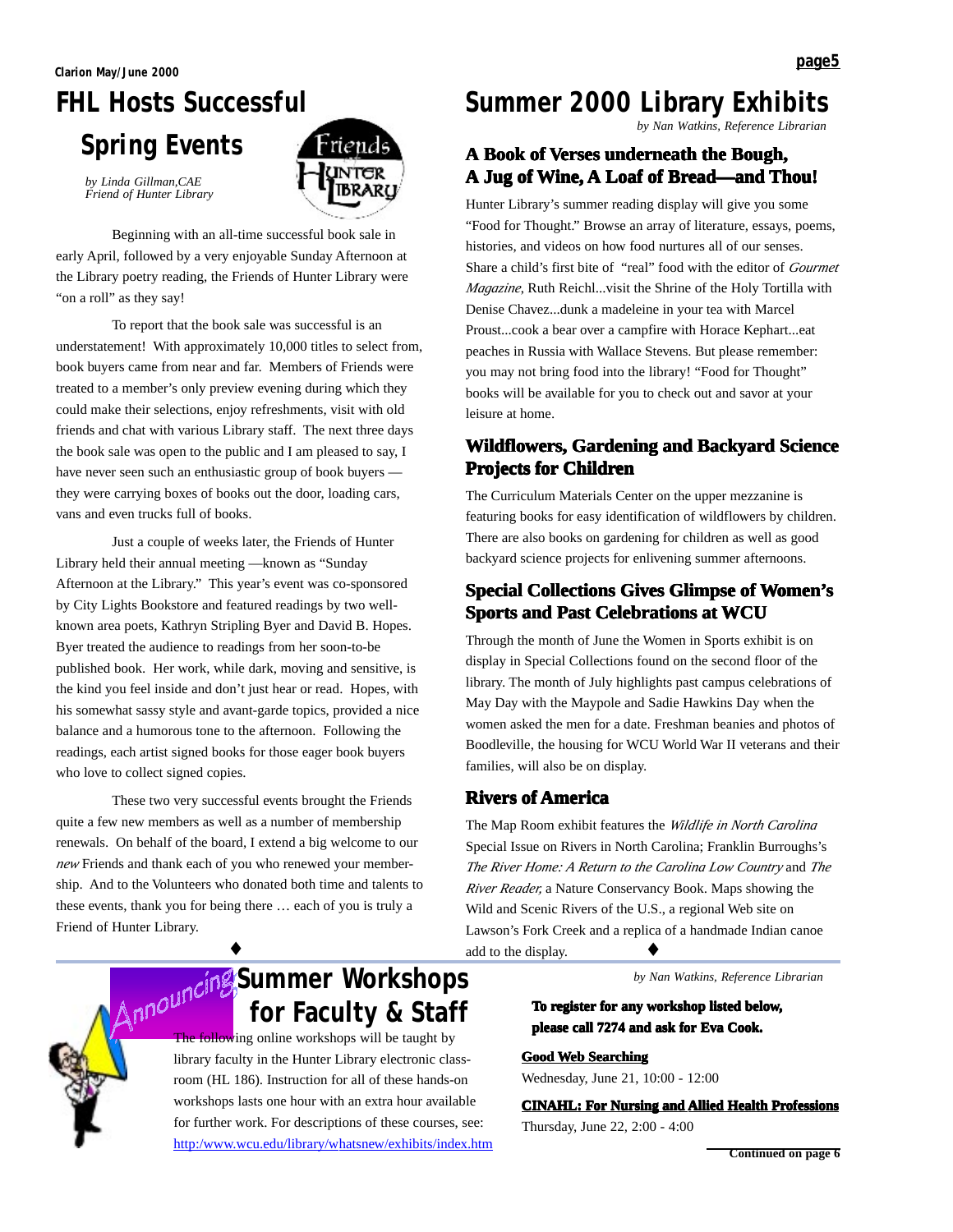# FHL Hosts Successful Spring Events

*by Linda Gillman,CAE*
*Friend of Hunter Library*

Beginning with an all-time successful book sale in early April, followed by a very enjoyable Sunday Afternoon at the Library poetry reading, the Friends of Hunter Library were "on a roll" as they say!

To report that the book sale was successful is an understatement! With approximately 10,000 titles to select from, book buyers came from near and far. Members of Friends were treated to a member's only preview evening during which they could make their selections, enjoy refreshments, visit with old friends and chat with various Library staff. The next three days the book sale was open to the public and I am pleased to say, I have never seen such an enthusiastic group of book buyers — they were carrying boxes of books out the door, loading cars, vans and even trucks full of books.

Just a couple of weeks later, the Friends of Hunter Library held their annual meeting —known as "Sunday Afternoon at the Library." This year's event was co-sponsored by City Lights Bookstore and featured readings by two well-known area poets, Kathryn Stripling Byer and David B. Hopes. Byer treated the audience to readings from her soon-to-be published book. Her work, while dark, moving and sensitive, is the kind you feel inside and don't just hear or read. Hopes, with his somewhat sassy style and avant-garde topics, provided a nice balance and a humorous tone to the afternoon. Following the readings, each artist signed books for those eager book buyers who love to collect signed copies.

These two very successful events brought the Friends quite a few new members as well as a number of membership renewals. On behalf of the board, I extend a big welcome to our *new* Friends and thank each of you who renewed your membership. And to the Volunteers who donated both time and talents to these events, thank you for being there … each of you is truly a Friend of Hunter Library.

♦

# Summer 2000 Library Exhibits

*by Nan Watkins, Reference Librarian*

## A Book of Verses underneath the Bough, A Jug of Wine, A Loaf of Bread—and Thou!

Hunter Library's summer reading display will give you some "Food for Thought." Browse an array of literature, essays, poems, histories, and videos on how food nurtures all of our senses. Share a child's first bite of "real" food with the editor of *Gourmet Magazine*, Ruth Reichl...visit the Shrine of the Holy Tortilla with Denise Chavez...dunk a madeleine in your tea with Marcel Proust...cook a bear over a campfire with Horace Kephart...eat peaches in Russia with Wallace Stevens. But please remember: you may not bring food into the library! "Food for Thought" books will be available for you to check out and savor at your leisure at home.

## Wildflowers, Gardening and Backyard Science Projects for Children

The Curriculum Materials Center on the upper mezzanine is featuring books for easy identification of wildflowers by children. There are also books on gardening for children as well as good backyard science projects for enlivening summer afternoons.

## Special Collections Gives Glimpse of Women's Sports and Past Celebrations at WCU

Through the month of June the Women in Sports exhibit is on display in Special Collections found on the second floor of the library. The month of July highlights past campus celebrations of May Day with the Maypole and Sadie Hawkins Day when the women asked the men for a date. Freshman beanies and photos of Boodleville, the housing for WCU World War II veterans and their families, will also be on display.

## Rivers of America

The Map Room exhibit features the *Wildlife in North Carolina* Special Issue on Rivers in North Carolina; Franklin Burroughs's *The River Home: A Return to the Carolina Low Country* and *The River Reader,* a Nature Conservancy Book. Maps showing the Wild and Scenic Rivers of the U.S., a regional Web site on Lawson's Fork Creek and a replica of a handmade Indian canoe add to the display.

♦

# Announcing Summer Workshops for Faculty & Staff

*by Nan Watkins, Reference Librarian*

The following online workshops will be taught by library faculty in the Hunter Library electronic classroom (HL 186). Instruction for all of these hands-on workshops lasts one hour with an extra hour available for further work. For descriptions of these courses, see: http:/www.wcu.edu/library/whatsnew/exhibits/index.htm

**To register for any workshop listed below, please call 7274 and ask for Eva Cook.**

**Good Web Searching**
Wednesday, June 21, 10:00 - 12:00

**CINAHL: For Nursing and Allied Health Professions**
Thursday, June 22, 2:00 - 4:00

**Continued on page 6**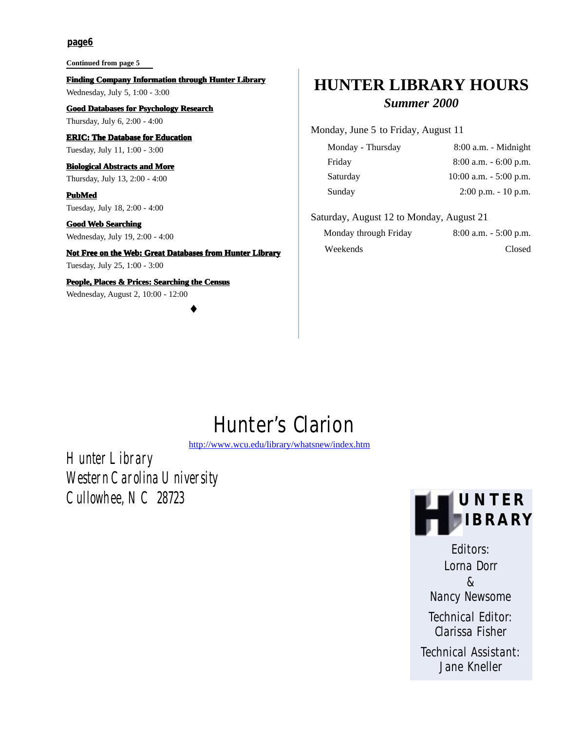Continued from page 5

**Finding Company Information through Hunter Library**
Wednesday, July 5, 1:00 - 3:00

**Good Databases for Psychology Research**
Thursday, July 6, 2:00 - 4:00

**ERIC: The Database for Education**
Tuesday, July 11, 1:00 - 3:00

**Biological Abstracts and More**
Thursday, July 13, 2:00 - 4:00

**PubMed**
Tuesday, July 18, 2:00 - 4:00

**Good Web Searching**
Wednesday, July 19, 2:00 - 4:00

**Not Free on the Web: Great Databases from Hunter Library**
Tuesday, July 25, 1:00 - 3:00

**People, Places & Prices: Searching the Census**
Wednesday, August 2, 10:00 - 12:00

♦

# HUNTER LIBRARY HOURS

***Summer 2000***

Monday, June 5 to Friday, August 11

| | |
|---|---|
| Monday - Thursday | 8:00 a.m. - Midnight |
| Friday | 8:00 a.m. - 6:00 p.m. |
| Saturday | 10:00 a.m. - 5:00 p.m. |
| Sunday | 2:00 p.m. - 10 p.m. |

Saturday, August 12 to Monday, August 21

| | |
|---|---|
| Monday through Friday | 8:00 a.m. - 5:00 p.m. |
| Weekends | Closed |

# Hunter's Clarion

http://www.wcu.edu/library/whatsnew/index.htm

Hunter Library
Western Carolina University
Cullowhee, NC 28723

HUNTER LIBRARY

Editors:
Lorna Dorr
&
Nancy Newsome

Technical Editor:
Clarissa Fisher

Technical Assistant:
Jane Kneller